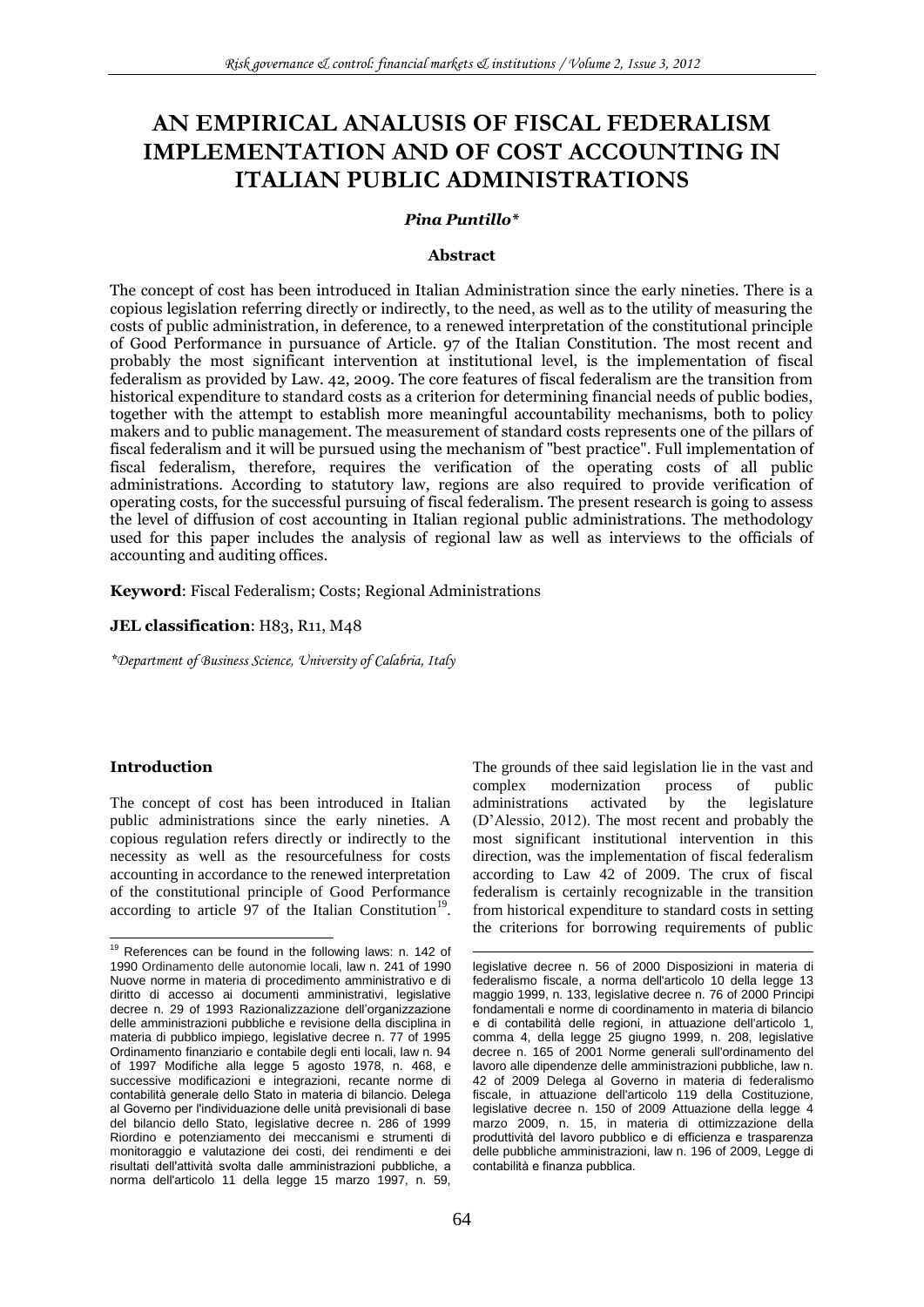# AN EMPIRICAL ANALUSIS OF FISCAL FEDERALISM IMPLEMENTATION AND OF COST ACCOUNTING IN ITALIAN PUBLIC ADMINISTRATIONS

***Pina Puntillo****

### Abstract

The concept of cost has been introduced in Italian Administration since the early nineties. There is a copious legislation referring directly or indirectly, to the need, as well as to the utility of measuring the costs of public administration, in deference, to a renewed interpretation of the constitutional principle of Good Performance in pursuance of Article. 97 of the Italian Constitution. The most recent and probably the most significant intervention at institutional level, is the implementation of fiscal federalism as provided by Law. 42, 2009. The core features of fiscal federalism are the transition from historical expenditure to standard costs as a criterion for determining financial needs of public bodies, together with the attempt to establish more meaningful accountability mechanisms, both to policy makers and to public management. The measurement of standard costs represents one of the pillars of fiscal federalism and it will be pursued using the mechanism of "best practice". Full implementation of fiscal federalism, therefore, requires the verification of the operating costs of all public administrations. According to statutory law, regions are also required to provide verification of operating costs, for the successful pursuing of fiscal federalism. The present research is going to assess the level of diffusion of cost accounting in Italian regional public administrations. The methodology used for this paper includes the analysis of regional law as well as interviews to the officials of accounting and auditing offices.

**Keyword**: Fiscal Federalism; Costs; Regional Administrations

**JEL classification**: H83, R11, M48

*\*Department of Business Science, University of Calabria, Italy*

## Introduction

The concept of cost has been introduced in Italian public administrations since the early nineties. A copious regulation refers directly or indirectly for the necessity as well as the resourcefulness for costs accounting in accordance to the renewed interpretation of the constitutional principle of Good Performance according to article 97 of the Italian Constitution[19].

The grounds of thee said legislation lie in the vast and complex modernization process of public administrations activated by the legislature (D'Alessio, 2012). The most recent and probably the most significant institutional intervention in this direction, was the implementation of fiscal federalism according to Law 42 of 2009. The crux of fiscal federalism is certainly recognizable in the transition from historical expenditure to standard costs in setting the criterions for borrowing requirements of public

---

[19] References can be found in the following laws: n. 142 of 1990 Ordinamento delle autonomie locali, law n. 241 of 1990 Nuove norme in materia di procedimento amministrativo e di diritto di accesso ai documenti amministrativi, legislative decree n. 29 of 1993 Razionalizzazione dell'organizzazione delle amministrazioni pubbliche e revisione della disciplina in materia di pubblico impiego, legislative decree n. 77 of 1995 Ordinamento finanziario e contabile degli enti locali, law n. 94 of 1997 Modifiche alla legge 5 agosto 1978, n. 468, e successive modificazioni e integrazioni, recante norme di contabilità generale dello Stato in materia di bilancio. Delega al Governo per l'individuazione delle unità previsionali di base del bilancio dello Stato, legislative decree n. 286 of 1999 Riordino e potenziamento dei meccanismi e strumenti di monitoraggio e valutazione dei costi, dei rendimenti e dei risultati dell'attività svolta dalle amministrazioni pubbliche, a norma dell'articolo 11 della legge 15 marzo 1997, n. 59, legislative decree n. 56 of 2000 Disposizioni in materia di federalismo fiscale, a norma dell'articolo 10 della legge 13 maggio 1999, n. 133, legislative decree n. 76 of 2000 Principi fondamentali e norme di coordinamento in materia di bilancio e di contabilità delle regioni, in attuazione dell'articolo 1, comma 4, della legge 25 giugno 1999, n. 208, legislative decree n. 165 of 2001 Norme generali sull'ordinamento del lavoro alle dipendenze delle amministrazioni pubbliche, law n. 42 of 2009 Delega al Governo in materia di federalismo fiscale, in attuazione dell'articolo 119 della Costituzione, legislative decree n. 150 of 2009 Attuazione della legge 4 marzo 2009, n. 15, in materia di ottimizzazione della produttività del lavoro pubblico e di efficienza e trasparenza delle pubbliche amministrazioni, law n. 196 of 2009, Legge di contabilità e finanza pubblica.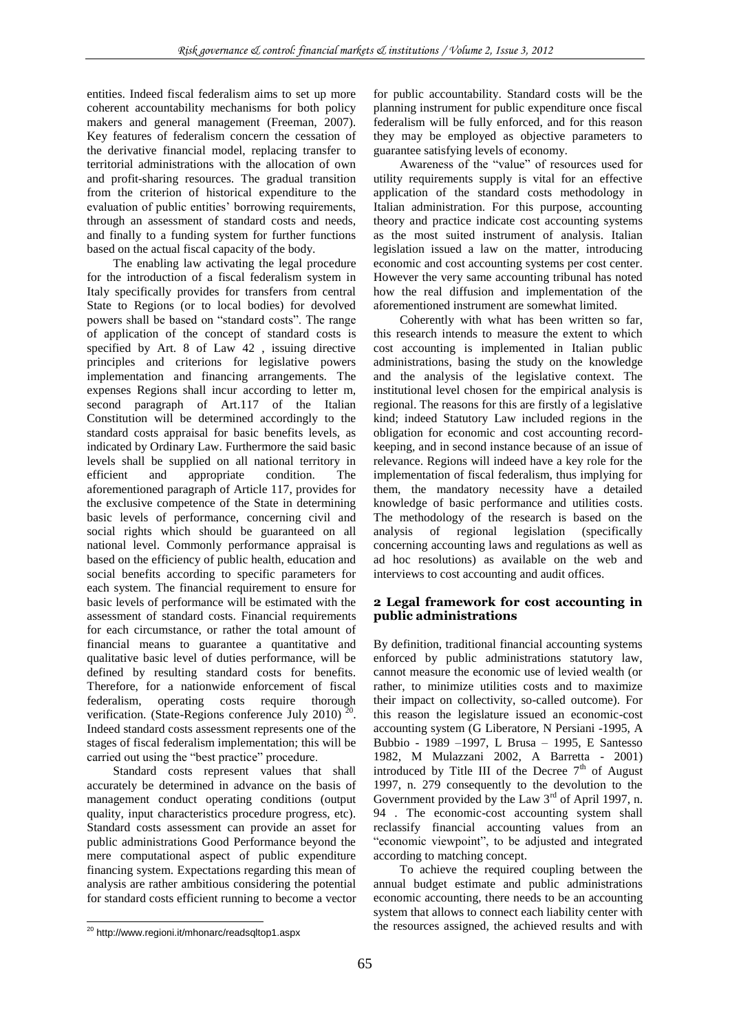entities. Indeed fiscal federalism aims to set up more coherent accountability mechanisms for both policy makers and general management (Freeman, 2007). Key features of federalism concern the cessation of the derivative financial model, replacing transfer to territorial administrations with the allocation of own and profit-sharing resources. The gradual transition from the criterion of historical expenditure to the evaluation of public entities' borrowing requirements, through an assessment of standard costs and needs, and finally to a funding system for further functions based on the actual fiscal capacity of the body.

The enabling law activating the legal procedure for the introduction of a fiscal federalism system in Italy specifically provides for transfers from central State to Regions (or to local bodies) for devolved powers shall be based on "standard costs". The range of application of the concept of standard costs is specified by Art. 8 of Law 42 , issuing directive principles and criterions for legislative powers implementation and financing arrangements. The expenses Regions shall incur according to letter m, second paragraph of Art.117 of the Italian Constitution will be determined accordingly to the standard costs appraisal for basic benefits levels, as indicated by Ordinary Law. Furthermore the said basic levels shall be supplied on all national territory in efficient and appropriate condition. The aforementioned paragraph of Article 117, provides for the exclusive competence of the State in determining basic levels of performance, concerning civil and social rights which should be guaranteed on all national level. Commonly performance appraisal is based on the efficiency of public health, education and social benefits according to specific parameters for each system. The financial requirement to ensure for basic levels of performance will be estimated with the assessment of standard costs. Financial requirements for each circumstance, or rather the total amount of financial means to guarantee a quantitative and qualitative basic level of duties performance, will be defined by resulting standard costs for benefits. Therefore, for a nationwide enforcement of fiscal federalism, operating costs require thorough verification. (State-Regions conference July 2010) [20]. Indeed standard costs assessment represents one of the stages of fiscal federalism implementation; this will be carried out using the "best practice" procedure.

Standard costs represent values that shall accurately be determined in advance on the basis of management conduct operating conditions (output quality, input characteristics procedure progress, etc). Standard costs assessment can provide an asset for public administrations Good Performance beyond the mere computational aspect of public expenditure financing system. Expectations regarding this mean of analysis are rather ambitious considering the potential for standard costs efficient running to become a vector for public accountability. Standard costs will be the planning instrument for public expenditure once fiscal federalism will be fully enforced, and for this reason they may be employed as objective parameters to guarantee satisfying levels of economy.

Awareness of the "value" of resources used for utility requirements supply is vital for an effective application of the standard costs methodology in Italian administration. For this purpose, accounting theory and practice indicate cost accounting systems as the most suited instrument of analysis. Italian legislation issued a law on the matter, introducing economic and cost accounting systems per cost center. However the very same accounting tribunal has noted how the real diffusion and implementation of the aforementioned instrument are somewhat limited.

Coherently with what has been written so far, this research intends to measure the extent to which cost accounting is implemented in Italian public administrations, basing the study on the knowledge and the analysis of the legislative context. The institutional level chosen for the empirical analysis is regional. The reasons for this are firstly of a legislative kind; indeed Statutory Law included regions in the obligation for economic and cost accounting record-keeping, and in second instance because of an issue of relevance. Regions will indeed have a key role for the implementation of fiscal federalism, thus implying for them, the mandatory necessity have a detailed knowledge of basic performance and utilities costs. The methodology of the research is based on the analysis of regional legislation (specifically concerning accounting laws and regulations as well as ad hoc resolutions) as available on the web and interviews to cost accounting and audit offices.

## 2 Legal framework for cost accounting in public administrations

By definition, traditional financial accounting systems enforced by public administrations statutory law, cannot measure the economic use of levied wealth (or rather, to minimize utilities costs and to maximize their impact on collectivity, so-called outcome). For this reason the legislature issued an economic-cost accounting system (G Liberatore, N Persiani -1995, A Bubbio - 1989 –1997, L Brusa – 1995, E Santesso 1982, M Mulazzani 2002, A Barretta - 2001) introduced by Title III of the Decree 7th of August 1997, n. 279 consequently to the devolution to the Government provided by the Law 3rd of April 1997, n. 94 . The economic-cost accounting system shall reclassify financial accounting values from an "economic viewpoint", to be adjusted and integrated according to matching concept.

To achieve the required coupling between the annual budget estimate and public administrations economic accounting, there needs to be an accounting system that allows to connect each liability center with the resources assigned, the achieved results and with

[20] http://www.regioni.it/mhonarc/readsqltop1.aspx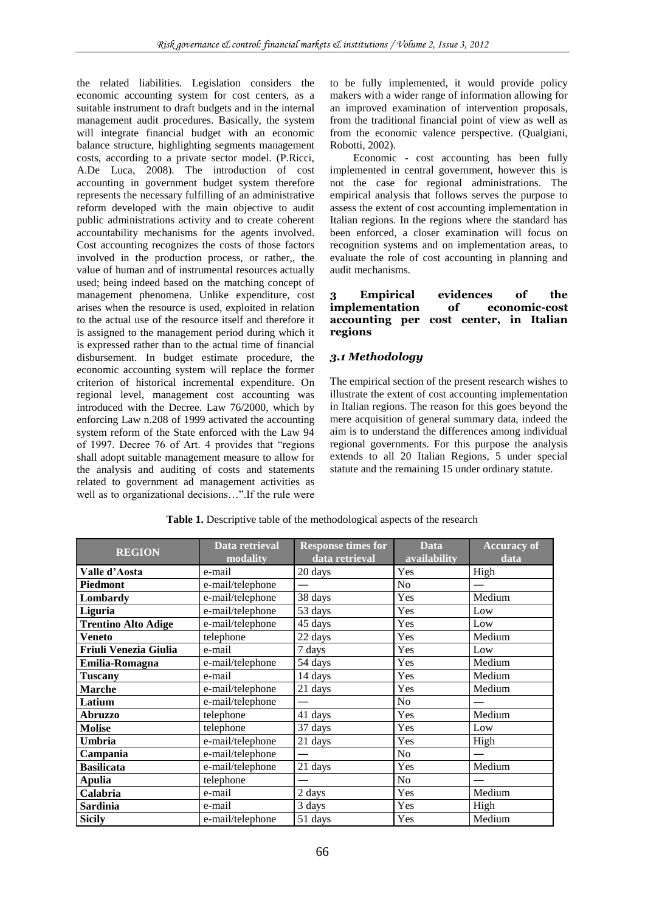the related liabilities. Legislation considers the economic accounting system for cost centers, as a suitable instrument to draft budgets and in the internal management audit procedures. Basically, the system will integrate financial budget with an economic balance structure, highlighting segments management costs, according to a private sector model. (P.Ricci, A.De Luca, 2008). The introduction of cost accounting in government budget system therefore represents the necessary fulfilling of an administrative reform developed with the main objective to audit public administrations activity and to create coherent accountability mechanisms for the agents involved. Cost accounting recognizes the costs of those factors involved in the production process, or rather,, the value of human and of instrumental resources actually used; being indeed based on the matching concept of management phenomena. Unlike expenditure, cost arises when the resource is used, exploited in relation to the actual use of the resource itself and therefore it is assigned to the management period during which it is expressed rather than to the actual time of financial disbursement. In budget estimate procedure, the economic accounting system will replace the former criterion of historical incremental expenditure. On regional level, management cost accounting was introduced with the Decree. Law 76/2000, which by enforcing Law n.208 of 1999 activated the accounting system reform of the State enforced with the Law 94 of 1997. Decree 76 of Art. 4 provides that "regions shall adopt suitable management measure to allow for the analysis and auditing of costs and statements related to government ad management activities as well as to organizational decisions…".If the rule were to be fully implemented, it would provide policy makers with a wider range of information allowing for an improved examination of intervention proposals, from the traditional financial point of view as well as from the economic valence perspective. (Qualgiani, Robotti, 2002).

Economic - cost accounting has been fully implemented in central government, however this is not the case for regional administrations. The empirical analysis that follows serves the purpose to assess the extent of cost accounting implementation in Italian regions. In the regions where the standard has been enforced, a closer examination will focus on recognition systems and on implementation areas, to evaluate the role of cost accounting in planning and audit mechanisms.

## 3 Empirical evidences of the implementation of economic-cost accounting per cost center, in Italian regions

### *3.1 Methodology*

The empirical section of the present research wishes to illustrate the extent of cost accounting implementation in Italian regions. The reason for this goes beyond the mere acquisition of general summary data, indeed the aim is to understand the differences among individual regional governments. For this purpose the analysis extends to all 20 Italian Regions, 5 under special statute and the remaining 15 under ordinary statute.

**Table 1.** Descriptive table of the methodological aspects of the research

| REGION | Data retrieval modality | Response times for data retrieval | Data availability | Accuracy of data |
|---|---|---|---|---|
| **Valle d'Aosta** | e-mail | 20 days | Yes | High |
| **Piedmont** | e-mail/telephone | — | No | — |
| **Lombardy** | e-mail/telephone | 38 days | Yes | Medium |
| **Liguria** | e-mail/telephone | 53 days | Yes | Low |
| **Trentino Alto Adige** | e-mail/telephone | 45 days | Yes | Low |
| **Veneto** | telephone | 22 days | Yes | Medium |
| **Friuli Venezia Giulia** | e-mail | 7 days | Yes | Low |
| **Emilia-Romagna** | e-mail/telephone | 54 days | Yes | Medium |
| **Tuscany** | e-mail | 14 days | Yes | Medium |
| **Marche** | e-mail/telephone | 21 days | Yes | Medium |
| **Latium** | e-mail/telephone | — | No | — |
| **Abruzzo** | telephone | 41 days | Yes | Medium |
| **Molise** | telephone | 37 days | Yes | Low |
| **Umbria** | e-mail/telephone | 21 days | Yes | High |
| **Campania** | e-mail/telephone | — | No | — |
| **Basilicata** | e-mail/telephone | 21 days | Yes | Medium |
| **Apulia** | telephone | — | No | — |
| **Calabria** | e-mail | 2 days | Yes | Medium |
| **Sardinia** | e-mail | 3 days | Yes | High |
| **Sicily** | e-mail/telephone | 51 days | Yes | Medium |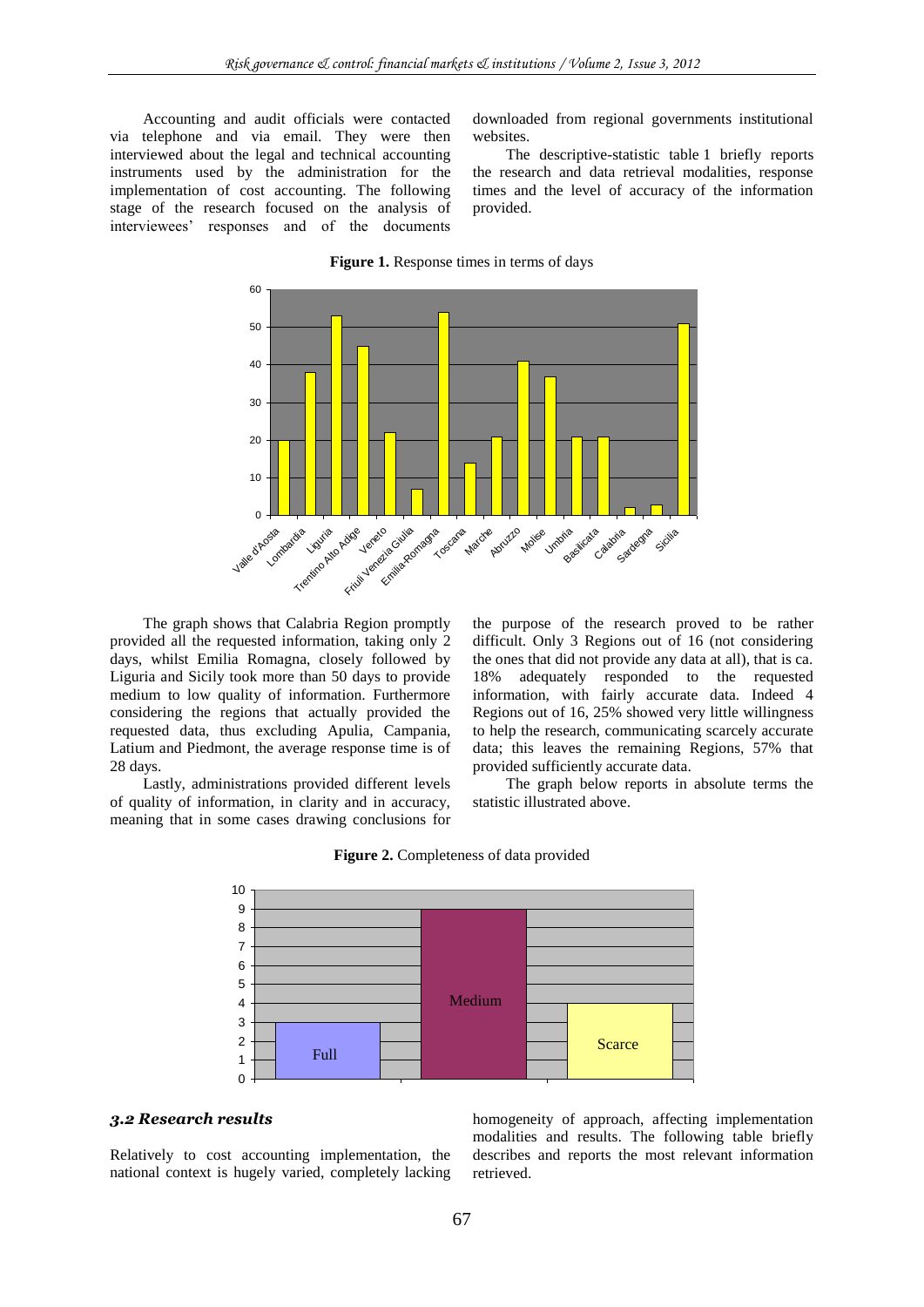Accounting and audit officials were contacted via telephone and via email. They were then interviewed about the legal and technical accounting instruments used by the administration for the implementation of cost accounting. The following stage of the research focused on the analysis of interviewees' responses and of the documents downloaded from regional governments institutional websites.

The descriptive-statistic table 1 briefly reports the research and data retrieval modalities, response times and the level of accuracy of the information provided.

**Figure 1.** Response times in terms of days

The graph shows that Calabria Region promptly provided all the requested information, taking only 2 days, whilst Emilia Romagna, closely followed by Liguria and Sicily took more than 50 days to provide medium to low quality of information. Furthermore considering the regions that actually provided the requested data, thus excluding Apulia, Campania, Latium and Piedmont, the average response time is of 28 days.

Lastly, administrations provided different levels of quality of information, in clarity and in accuracy, meaning that in some cases drawing conclusions for the purpose of the research proved to be rather difficult. Only 3 Regions out of 16 (not considering the ones that did not provide any data at all), that is ca. 18% adequately responded to the requested information, with fairly accurate data. Indeed 4 Regions out of 16, 25% showed very little willingness to help the research, communicating scarcely accurate data; this leaves the remaining Regions, 57% that provided sufficiently accurate data.

The graph below reports in absolute terms the statistic illustrated above.

**Figure 2.** Completeness of data provided

### *3.2 Research results*

Relatively to cost accounting implementation, the national context is hugely varied, completely lacking homogeneity of approach, affecting implementation modalities and results. The following table briefly describes and reports the most relevant information retrieved.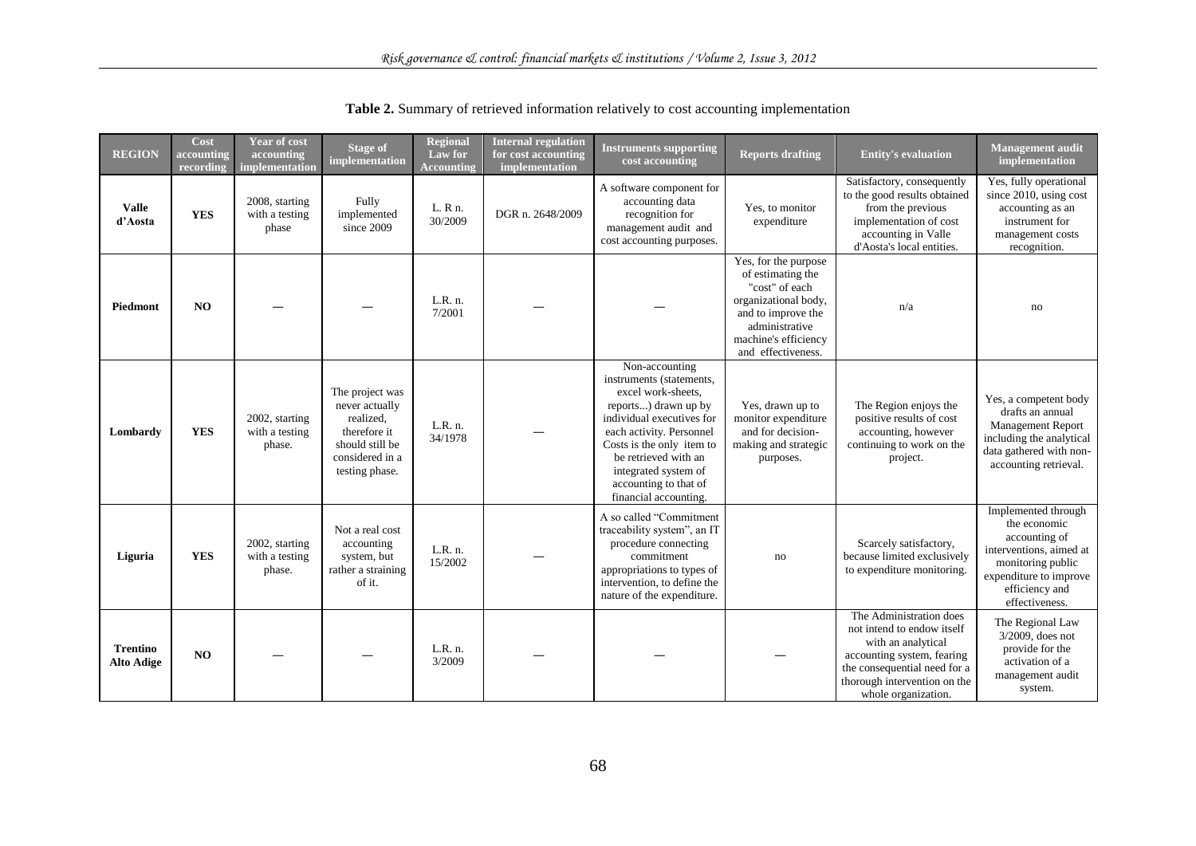**Table 2.** Summary of retrieved information relatively to cost accounting implementation

| REGION | Cost accounting recording | Year of cost accounting implementation | Stage of implementation | Regional Law for Accounting | Internal regulation for cost accounting implementation | Instruments supporting cost accounting | Reports drafting | Entity's evaluation | Management audit implementation |
|---|---|---|---|---|---|---|---|---|---|
| **Valle d'Aosta** | **YES** | 2008, starting with a testing phase | Fully implemented since 2009 | L. R n. 30/2009 | DGR n. 2648/2009 | A software component for accounting data recognition for management audit and cost accounting purposes. | Yes, to monitor expenditure | Satisfactory, consequently to the good results obtained from the previous implementation of cost accounting in Valle d'Aosta's local entities. | Yes, fully operational since 2010, using cost accounting as an instrument for management costs recognition. |
| **Piedmont** | **NO** | — | — | L.R. n. 7/2001 | — | — | Yes, for the purpose of estimating the "cost" of each organizational body, and to improve the administrative machine's efficiency and effectiveness. | n/a | no |
| **Lombardy** | **YES** | 2002, starting with a testing phase. | The project was never actually realized, therefore it should still be considered in a testing phase. | L.R. n. 34/1978 | — | Non-accounting instruments (statements, excel work-sheets, reports...) drawn up by individual executives for each activity. Personnel Costs is the only item to be retrieved with an integrated system of accounting to that of financial accounting. | Yes, drawn up to monitor expenditure and for decision-making and strategic purposes. | The Region enjoys the positive results of cost accounting, however continuing to work on the project. | Yes, a competent body drafts an annual Management Report including the analytical data gathered with non-accounting retrieval. |
| **Liguria** | **YES** | 2002, starting with a testing phase. | Not a real cost accounting system, but rather a straining of it. | L.R. n. 15/2002 | — | A so called "Commitment traceability system", an IT procedure connecting commitment appropriations to types of intervention, to define the nature of the expenditure. | no | Scarcely satisfactory, because limited exclusively to expenditure monitoring. | Implemented through the economic accounting of interventions, aimed at monitoring public expenditure to improve efficiency and effectiveness. |
| **Trentino Alto Adige** | **NO** | — | — | L.R. n. 3/2009 | — | — | — | The Administration does not intend to endow itself with an analytical accounting system, fearing the consequential need for a thorough intervention on the whole organization. | The Regional Law 3/2009, does not provide for the activation of a management audit system. |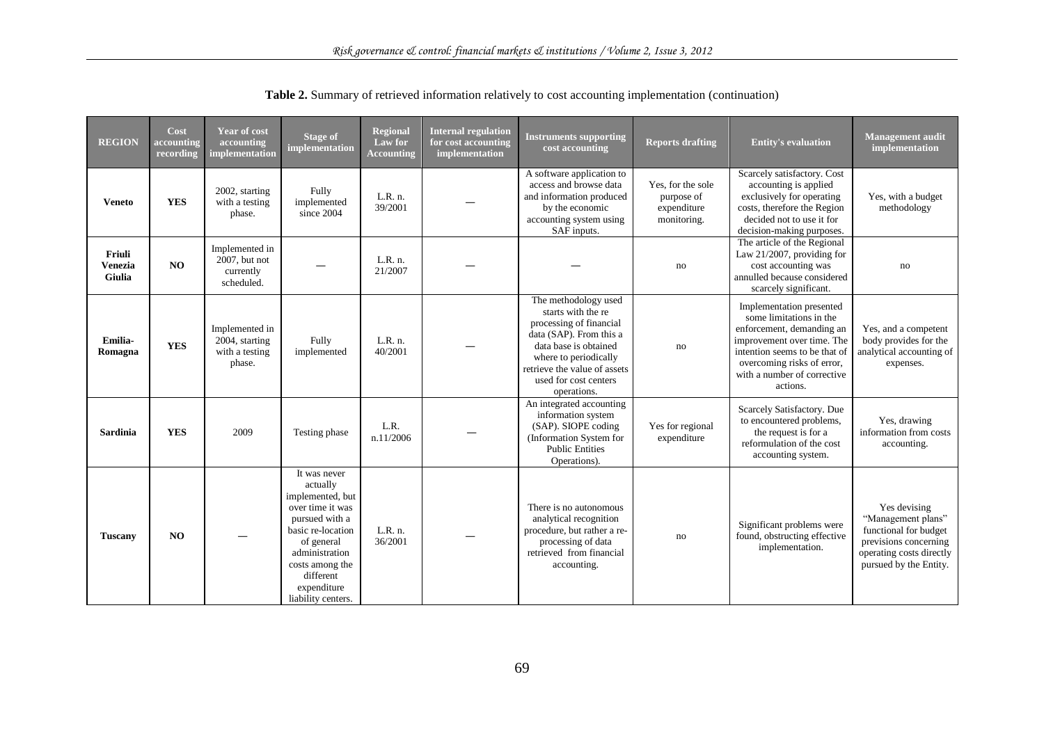**Table 2.** Summary of retrieved information relatively to cost accounting implementation (continuation)

| REGION | Cost accounting recording | Year of cost accounting implementation | Stage of implementation | Regional Law for Accounting | Internal regulation for cost accounting implementation | Instruments supporting cost accounting | Reports drafting | Entity's evaluation | Management audit implementation |
|---|---|---|---|---|---|---|---|---|---|
| **Veneto** | **YES** | 2002, starting with a testing phase. | Fully implemented since 2004 | L.R. n. 39/2001 | — | A software application to access and browse data and information produced by the economic accounting system using SAF inputs. | Yes, for the sole purpose of expenditure monitoring. | Scarcely satisfactory. Cost accounting is applied exclusively for operating costs, therefore the Region decided not to use it for decision-making purposes. | Yes, with a budget methodology |
| **Friuli Venezia Giulia** | **NO** | Implemented in 2007, but not currently scheduled. | — | L.R. n. 21/2007 | — | — | no | The article of the Regional Law 21/2007, providing for cost accounting was annulled because considered scarcely significant. | no |
| **Emilia-Romagna** | **YES** | Implemented in 2004, starting with a testing phase. | Fully implemented | L.R. n. 40/2001 | — | The methodology used starts with the re processing of financial data (SAP). From this a data base is obtained where to periodically retrieve the value of assets used for cost centers operations. | no | Implementation presented some limitations in the enforcement, demanding an improvement over time. The intention seems to be that of overcoming risks of error, with a number of corrective actions. | Yes, and a competent body provides for the analytical accounting of expenses. |
| **Sardinia** | **YES** | 2009 | Testing phase | L.R. n.11/2006 | — | An integrated accounting information system (SAP). SIOPE coding (Information System for Public Entities Operations). | Yes for regional expenditure | Scarcely Satisfactory. Due to encountered problems, the request is for a reformulation of the cost accounting system. | Yes, drawing information from costs accounting. |
| **Tuscany** | **NO** | — | It was never actually implemented, but over time it was pursued with a basic re-location of general administration costs among the different expenditure liability centers. | L.R. n. 36/2001 | — | There is no autonomous analytical recognition procedure, but rather a re-processing of data retrieved from financial accounting. | no | Significant problems were found, obstructing effective implementation. | Yes devising "Management plans" functional for budget previsions concerning operating costs directly pursued by the Entity. |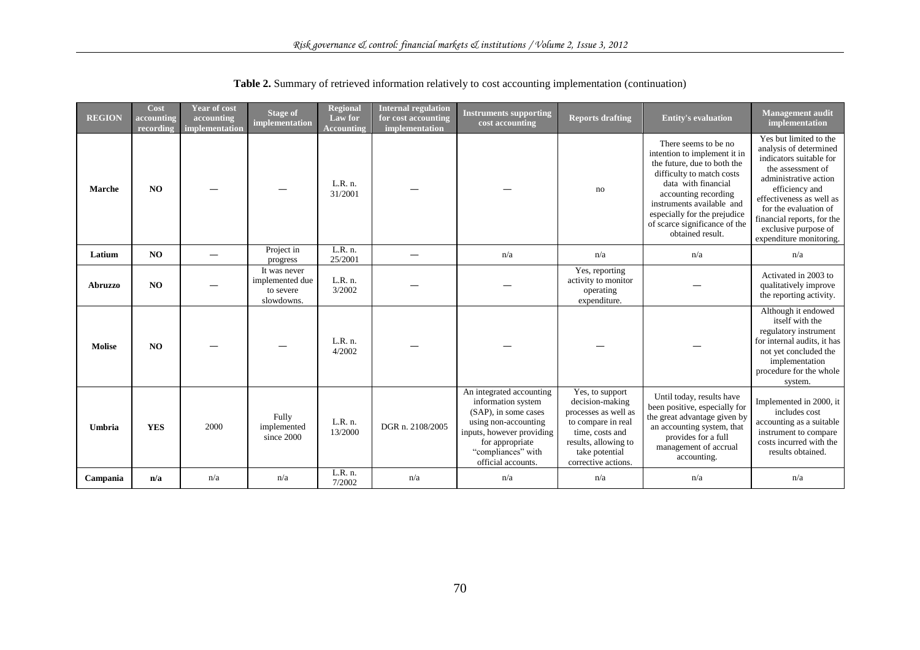**Table 2.** Summary of retrieved information relatively to cost accounting implementation (continuation)

| REGION | Cost accounting recording | Year of cost accounting implementation | Stage of implementation | Regional Law for Accounting | Internal regulation for cost accounting implementation | Instruments supporting cost accounting | Reports drafting | Entity's evaluation | Management audit implementation |
|---|---|---|---|---|---|---|---|---|---|
| **Marche** | **NO** | — | — | L.R. n. 31/2001 | — | — | no | There seems to be no intention to implement it in the future, due to both the difficulty to match costs data with financial accounting recording instruments available and especially for the prejudice of scarce significance of the obtained result. | Yes but limited to the analysis of determined indicators suitable for the assessment of administrative action efficiency and effectiveness as well as for the evaluation of financial reports, for the exclusive purpose of expenditure monitoring. |
| **Latium** | **NO** | — | Project in progress | L.R. n. 25/2001 | — | n/a | n/a | n/a | n/a |
| **Abruzzo** | **NO** | — | It was never implemented due to severe slowdowns. | L.R. n. 3/2002 | — | — | Yes, reporting activity to monitor operating expenditure. | — | Activated in 2003 to qualitatively improve the reporting activity. |
| **Molise** | **NO** | — | — | L.R. n. 4/2002 | — | — | — | — | Although it endowed itself with the regulatory instrument for internal audits, it has not yet concluded the implementation procedure for the whole system. |
| **Umbria** | **YES** | 2000 | Fully implemented since 2000 | L.R. n. 13/2000 | DGR n. 2108/2005 | An integrated accounting information system (SAP), in some cases using non-accounting inputs, however providing for appropriate "compliances" with official accounts. | Yes, to support decision-making processes as well as to compare in real time, costs and results, allowing to take potential corrective actions. | Until today, results have been positive, especially for the great advantage given by an accounting system, that provides for a full management of accrual accounting. | Implemented in 2000, it includes cost accounting as a suitable instrument to compare costs incurred with the results obtained. |
| **Campania** | **n/a** | n/a | n/a | L.R. n. 7/2002 | n/a | n/a | n/a | n/a | n/a |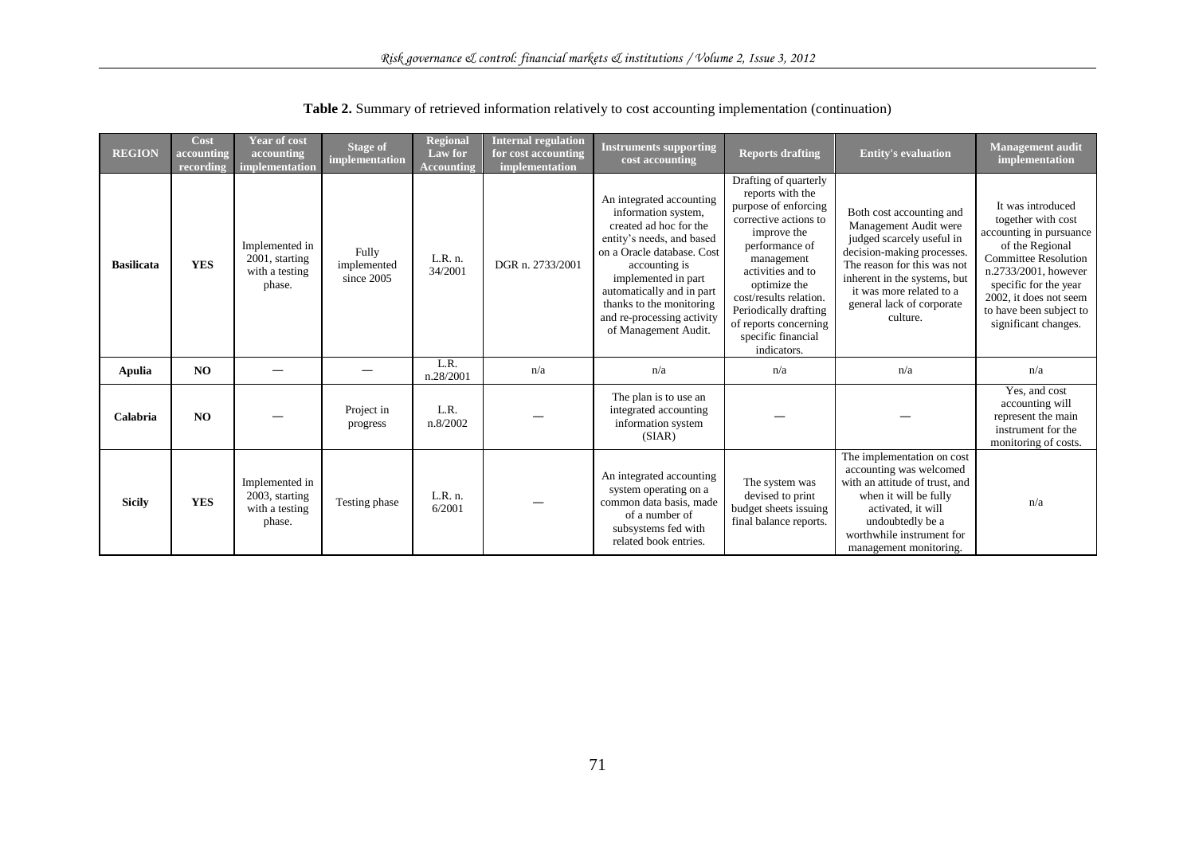**Table 2.** Summary of retrieved information relatively to cost accounting implementation (continuation)

| REGION | Cost accounting recording | Year of cost accounting implementation | Stage of implementation | Regional Law for Accounting | Internal regulation for cost accounting implementation | Instruments supporting cost accounting | Reports drafting | Entity's evaluation | Management audit implementation |
|---|---|---|---|---|---|---|---|---|---|
| **Basilicata** | **YES** | Implemented in 2001, starting with a testing phase. | Fully implemented since 2005 | L.R. n. 34/2001 | DGR n. 2733/2001 | An integrated accounting information system, created ad hoc for the entity's needs, and based on a Oracle database. Cost accounting is implemented in part automatically and in part thanks to the monitoring and re-processing activity of Management Audit. | Drafting of quarterly reports with the purpose of enforcing corrective actions to improve the performance of management activities and to optimize the cost/results relation. Periodically drafting of reports concerning specific financial indicators. | Both cost accounting and Management Audit were judged scarcely useful in decision-making processes. The reason for this was not inherent in the systems, but it was more related to a general lack of corporate culture. | It was introduced together with cost accounting in pursuance of the Regional Committee Resolution n.2733/2001, however specific for the year 2002, it does not seem to have been subject to significant changes. |
| **Apulia** | **NO** | — | — | L.R. n.28/2001 | n/a | n/a | n/a | n/a | n/a |
| **Calabria** | **NO** | — | Project in progress | L.R. n.8/2002 | — | The plan is to use an integrated accounting information system (SIAR) | — | — | Yes, and cost accounting will represent the main instrument for the monitoring of costs. |
| **Sicily** | **YES** | Implemented in 2003, starting with a testing phase. | Testing phase | L.R. n. 6/2001 | — | An integrated accounting system operating on a common data basis, made of a number of subsystems fed with related book entries. | The system was devised to print budget sheets issuing final balance reports. | The implementation on cost accounting was welcomed with an attitude of trust, and when it will be fully activated, it will undoubtedly be a worthwhile instrument for management monitoring. | n/a |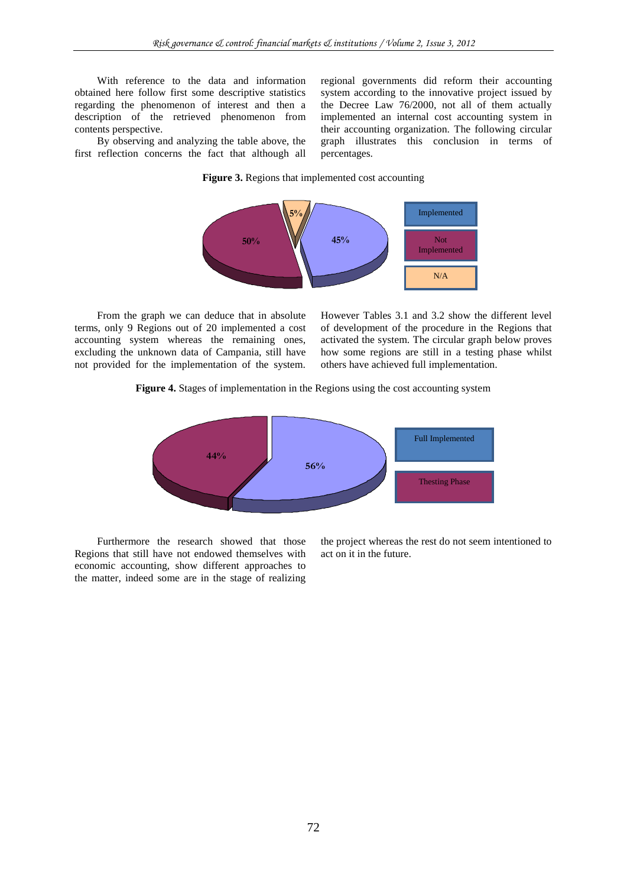With reference to the data and information obtained here follow first some descriptive statistics regarding the phenomenon of interest and then a description of the retrieved phenomenon from contents perspective.

By observing and analyzing the table above, the first reflection concerns the fact that although all regional governments did reform their accounting system according to the innovative project issued by the Decree Law 76/2000, not all of them actually implemented an internal cost accounting system in their accounting organization. The following circular graph illustrates this conclusion in terms of percentages.

**Figure 3.** Regions that implemented cost accounting

From the graph we can deduce that in absolute terms, only 9 Regions out of 20 implemented a cost accounting system whereas the remaining ones, excluding the unknown data of Campania, still have not provided for the implementation of the system. However Tables 3.1 and 3.2 show the different level of development of the procedure in the Regions that activated the system. The circular graph below proves how some regions are still in a testing phase whilst others have achieved full implementation.

**Figure 4.** Stages of implementation in the Regions using the cost accounting system

Furthermore the research showed that those Regions that still have not endowed themselves with economic accounting, show different approaches to the matter, indeed some are in the stage of realizing the project whereas the rest do not seem intentioned to act on it in the future.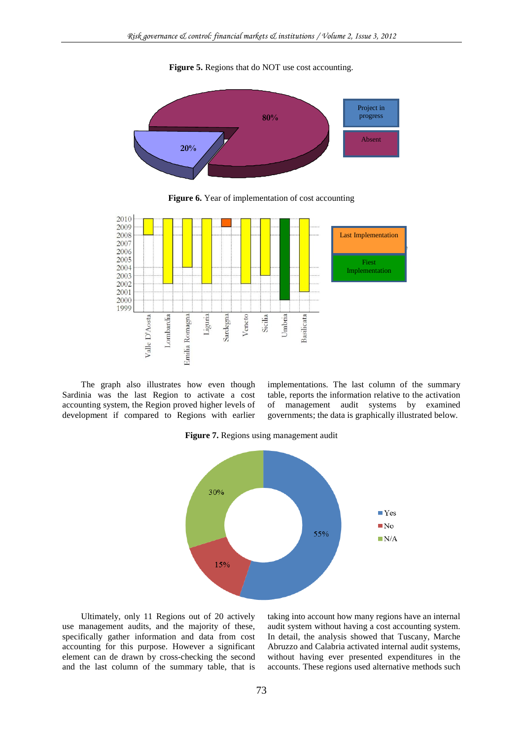**Figure 5.** Regions that do NOT use cost accounting.

**Figure 6.** Year of implementation of cost accounting

The graph also illustrates how even though Sardinia was the last Region to activate a cost accounting system, the Region proved higher levels of development if compared to Regions with earlier implementations. The last column of the summary table, reports the information relative to the activation of management audit systems by examined governments; the data is graphically illustrated below.

**Figure 7.** Regions using management audit

Ultimately, only 11 Regions out of 20 actively use management audits, and the majority of these, specifically gather information and data from cost accounting for this purpose. However a significant element can de drawn by cross-checking the second and the last column of the summary table, that is taking into account how many regions have an internal audit system without having a cost accounting system. In detail, the analysis showed that Tuscany, Marche Abruzzo and Calabria activated internal audit systems, without having ever presented expenditures in the accounts. These regions used alternative methods such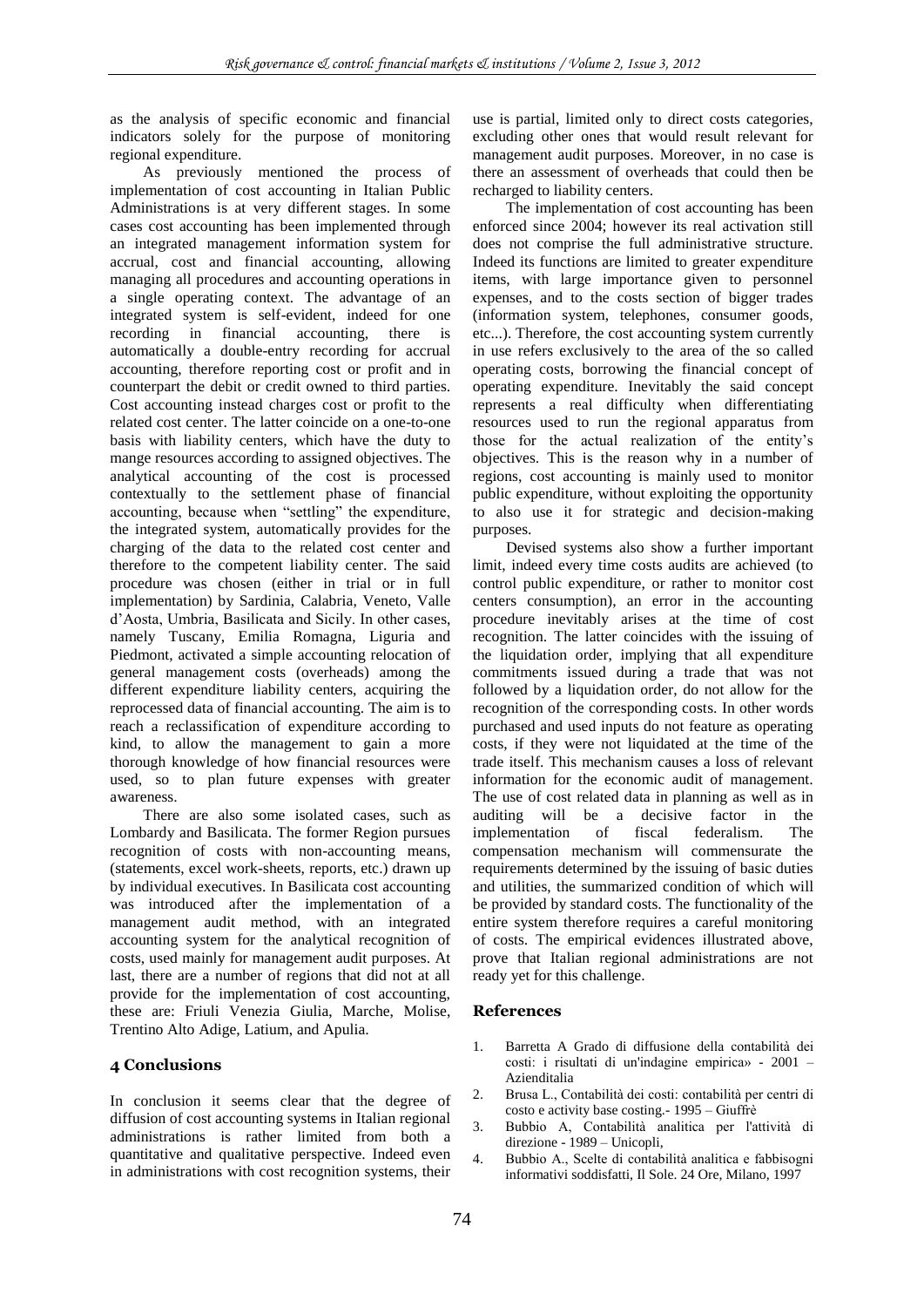as the analysis of specific economic and financial indicators solely for the purpose of monitoring regional expenditure.

As previously mentioned the process of implementation of cost accounting in Italian Public Administrations is at very different stages. In some cases cost accounting has been implemented through an integrated management information system for accrual, cost and financial accounting, allowing managing all procedures and accounting operations in a single operating context. The advantage of an integrated system is self-evident, indeed for one recording in financial accounting, there is automatically a double-entry recording for accrual accounting, therefore reporting cost or profit and in counterpart the debit or credit owned to third parties. Cost accounting instead charges cost or profit to the related cost center. The latter coincide on a one-to-one basis with liability centers, which have the duty to mange resources according to assigned objectives. The analytical accounting of the cost is processed contextually to the settlement phase of financial accounting, because when "settling" the expenditure, the integrated system, automatically provides for the charging of the data to the related cost center and therefore to the competent liability center. The said procedure was chosen (either in trial or in full implementation) by Sardinia, Calabria, Veneto, Valle d'Aosta, Umbria, Basilicata and Sicily. In other cases, namely Tuscany, Emilia Romagna, Liguria and Piedmont, activated a simple accounting relocation of general management costs (overheads) among the different expenditure liability centers, acquiring the reprocessed data of financial accounting. The aim is to reach a reclassification of expenditure according to kind, to allow the management to gain a more thorough knowledge of how financial resources were used, so to plan future expenses with greater awareness.

There are also some isolated cases, such as Lombardy and Basilicata. The former Region pursues recognition of costs with non-accounting means, (statements, excel work-sheets, reports, etc.) drawn up by individual executives. In Basilicata cost accounting was introduced after the implementation of a management audit method, with an integrated accounting system for the analytical recognition of costs, used mainly for management audit purposes. At last, there are a number of regions that did not at all provide for the implementation of cost accounting, these are: Friuli Venezia Giulia, Marche, Molise, Trentino Alto Adige, Latium, and Apulia.

## 4 Conclusions

In conclusion it seems clear that the degree of diffusion of cost accounting systems in Italian regional administrations is rather limited from both a quantitative and qualitative perspective. Indeed even in administrations with cost recognition systems, their use is partial, limited only to direct costs categories, excluding other ones that would result relevant for management audit purposes. Moreover, in no case is there an assessment of overheads that could then be recharged to liability centers.

The implementation of cost accounting has been enforced since 2004; however its real activation still does not comprise the full administrative structure. Indeed its functions are limited to greater expenditure items, with large importance given to personnel expenses, and to the costs section of bigger trades (information system, telephones, consumer goods, etc...). Therefore, the cost accounting system currently in use refers exclusively to the area of the so called operating costs, borrowing the financial concept of operating expenditure. Inevitably the said concept represents a real difficulty when differentiating resources used to run the regional apparatus from those for the actual realization of the entity's objectives. This is the reason why in a number of regions, cost accounting is mainly used to monitor public expenditure, without exploiting the opportunity to also use it for strategic and decision-making purposes.

Devised systems also show a further important limit, indeed every time costs audits are achieved (to control public expenditure, or rather to monitor cost centers consumption), an error in the accounting procedure inevitably arises at the time of cost recognition. The latter coincides with the issuing of the liquidation order, implying that all expenditure commitments issued during a trade that was not followed by a liquidation order, do not allow for the recognition of the corresponding costs. In other words purchased and used inputs do not feature as operating costs, if they were not liquidated at the time of the trade itself. This mechanism causes a loss of relevant information for the economic audit of management. The use of cost related data in planning as well as in auditing will be a decisive factor in the implementation of fiscal federalism. The compensation mechanism will commensurate the requirements determined by the issuing of basic duties and utilities, the summarized condition of which will be provided by standard costs. The functionality of the entire system therefore requires a careful monitoring of costs. The empirical evidences illustrated above, prove that Italian regional administrations are not ready yet for this challenge.

## References

1. Barretta A Grado di diffusione della contabilità dei costi: i risultati di un'indagine empirica» - 2001 – Azienditalia
2. Brusa L., Contabilità dei costi: contabilità per centri di costo e activity base costing.- 1995 – Giuffrè
3. Bubbio A, Contabilità analitica per l'attività di direzione - 1989 – Unicopli,
4. Bubbio A., Scelte di contabilità analitica e fabbisogni informativi soddisfatti, Il Sole. 24 Ore, Milano, 1997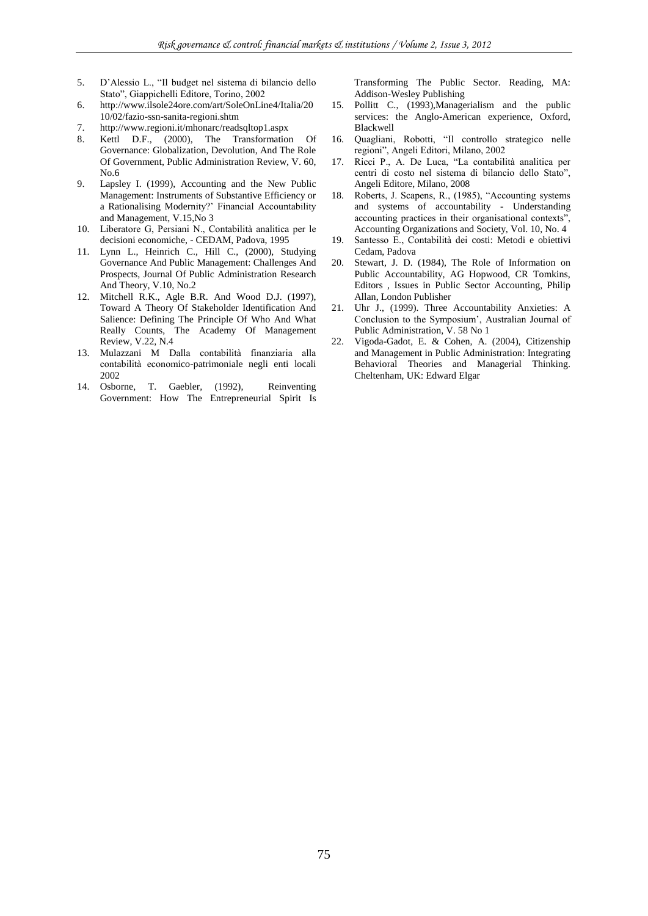5. D'Alessio L., "Il budget nel sistema di bilancio dello Stato", Giappichelli Editore, Torino, 2002
6. http://www.ilsole24ore.com/art/SoleOnLine4/Italia/2010/02/fazio-ssn-sanita-regioni.shtm
7. http://www.regioni.it/mhonarc/readsqltop1.aspx
8. Kettl D.F., (2000), The Transformation Of Governance: Globalization, Devolution, And The Role Of Government, Public Administration Review, V. 60, No.6
9. Lapsley I. (1999), Accounting and the New Public Management: Instruments of Substantive Efficiency or a Rationalising Modernity?' Financial Accountability and Management, V.15,No 3
10. Liberatore G, Persiani N., Contabilità analitica per le decisioni economiche, - CEDAM, Padova, 1995
11. Lynn L., Heinrich C., Hill C., (2000), Studying Governance And Public Management: Challenges And Prospects, Journal Of Public Administration Research And Theory, V.10, No.2
12. Mitchell R.K., Agle B.R. And Wood D.J. (1997), Toward A Theory Of Stakeholder Identification And Salience: Defining The Principle Of Who And What Really Counts, The Academy Of Management Review, V.22, N.4
13. Mulazzani M Dalla contabilità finanziaria alla contabilità economico-patrimoniale negli enti locali 2002
14. Osborne, T. Gaebler, (1992), Reinventing Government: How The Entrepreneurial Spirit Is Transforming The Public Sector. Reading, MA: Addison-Wesley Publishing
15. Pollitt C., (1993),Managerialism and the public services: the Anglo-American experience, Oxford, Blackwell
16. Quagliani, Robotti, "Il controllo strategico nelle regioni", Angeli Editori, Milano, 2002
17. Ricci P., A. De Luca, "La contabilità analitica per centri di costo nel sistema di bilancio dello Stato", Angeli Editore, Milano, 2008
18. Roberts, J. Scapens, R., (1985), "Accounting systems and systems of accountability - Understanding accounting practices in their organisational contexts", Accounting Organizations and Society, Vol. 10, No. 4
19. Santesso E., Contabilità dei costi: Metodi e obiettivi Cedam, Padova
20. Stewart, J. D. (1984), The Role of Information on Public Accountability, AG Hopwood, CR Tomkins, Editors , Issues in Public Sector Accounting, Philip Allan, London Publisher
21. Uhr J., (1999). Three Accountability Anxieties: A Conclusion to the Symposium', Australian Journal of Public Administration, V. 58 No 1
22. Vigoda-Gadot, E. & Cohen, A. (2004), Citizenship and Management in Public Administration: Integrating Behavioral Theories and Managerial Thinking. Cheltenham, UK: Edward Elgar